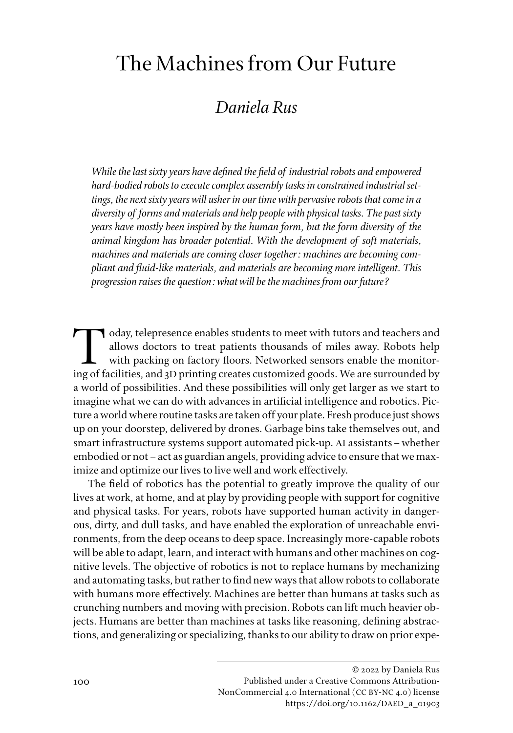# The Machines from Our Future

## *Daniela Rus*

*While the last sixty years have defined the field of industrial robots and empowered hard-bodied robots to execute complex assembly tasks in constrained industrial settings, the next sixty years will usher in our time with pervasive robots that come in a diversity of forms and materials and help people with physical tasks. The past sixty years have mostly been inspired by the human form, but the form diversity of the animal kingdom has broader potential. With the development of soft materials, machines and materials are coming closer together: machines are becoming compliant and fluid-like materials, and materials are becoming more intelligent. This progression raises the question: what will be the machines from our future?*

Today, telepresence enables students to meet with tutors and teachers and allows doctors to treat patients thousands of miles away. Robots help with packing on factory floors. Networked sensors enable the monitoring of facilities, and 3D printing creates customized goods. We are surrounded by a world of possibilities. And these possibilities will only get larger as we start to imagine what we can do with advances in artificial intelligence and robotics. Picture a world where routine tasks are taken off your plate. Fresh produce just shows up on your doorstep, delivered by drones. Garbage bins take themselves out, and smart infrastructure systems support automated pick-up. AI assistants – whether embodied or not – act as guardian angels, providing advice to ensure that we maximize and optimize our lives to live well and work effectively.

The field of robotics has the potential to greatly improve the quality of our lives at work, at home, and at play by providing people with support for cognitive and physical tasks. For years, robots have supported human activity in dangerous, dirty, and dull tasks, and have enabled the exploration of unreachable environments, from the deep oceans to deep space. Increasingly more-capable robots will be able to adapt, learn, and interact with humans and other machines on cognitive levels. The objective of robotics is not to replace humans by mechanizing and automating tasks, but rather to find new ways that allow robots to collaborate with humans more effectively. Machines are better than humans at tasks such as crunching numbers and moving with precision. Robots can lift much heavier objects. Humans are better than machines at tasks like reasoning, defining abstractions, and generalizing or specializing, thanks to our ability to draw on prior expe-

© 2022 by Daniela Rus
Published under a Creative Commons Attribution-NonCommercial 4.0 International (CC BY-NC 4.0) license
https://doi.org/10.1162/DAED_a_01903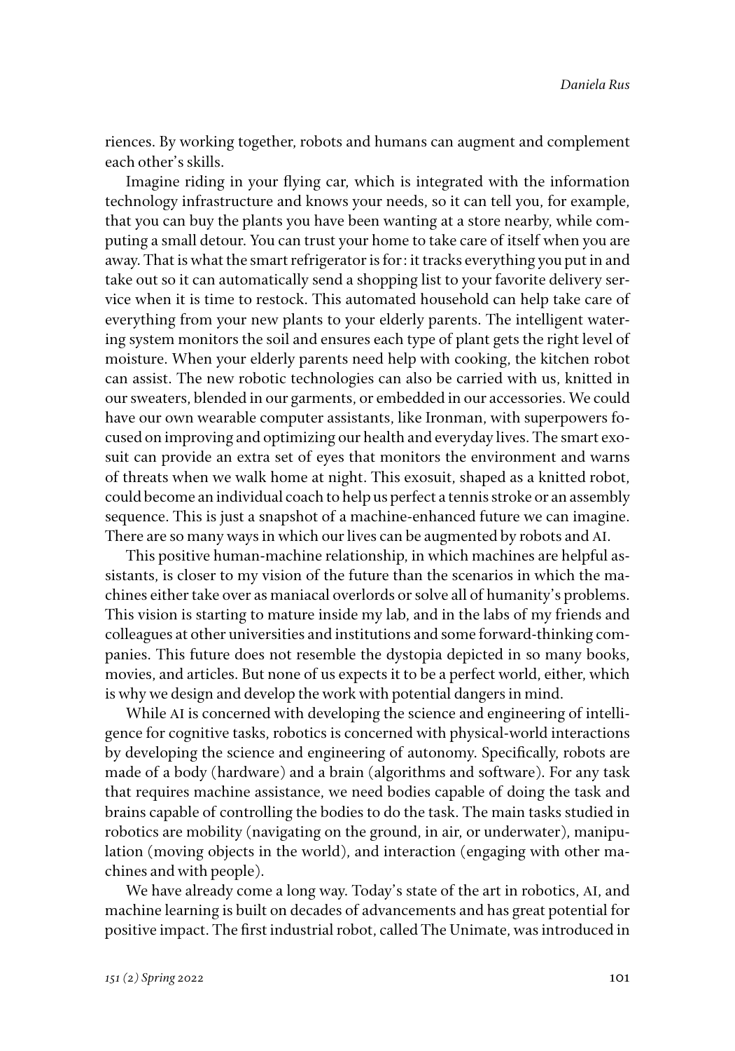riences. By working together, robots and humans can augment and complement each other's skills.

Imagine riding in your flying car, which is integrated with the information technology infrastructure and knows your needs, so it can tell you, for example, that you can buy the plants you have been wanting at a store nearby, while computing a small detour. You can trust your home to take care of itself when you are away. That is what the smart refrigerator is for: it tracks everything you put in and take out so it can automatically send a shopping list to your favorite delivery service when it is time to restock. This automated household can help take care of everything from your new plants to your elderly parents. The intelligent watering system monitors the soil and ensures each type of plant gets the right level of moisture. When your elderly parents need help with cooking, the kitchen robot can assist. The new robotic technologies can also be carried with us, knitted in our sweaters, blended in our garments, or embedded in our accessories. We could have our own wearable computer assistants, like Ironman, with superpowers focused on improving and optimizing our health and everyday lives. The smart exosuit can provide an extra set of eyes that monitors the environment and warns of threats when we walk home at night. This exosuit, shaped as a knitted robot, could become an individual coach to help us perfect a tennis stroke or an assembly sequence. This is just a snapshot of a machine-enhanced future we can imagine. There are so many ways in which our lives can be augmented by robots and AI.

This positive human-machine relationship, in which machines are helpful assistants, is closer to my vision of the future than the scenarios in which the machines either take over as maniacal overlords or solve all of humanity's problems. This vision is starting to mature inside my lab, and in the labs of my friends and colleagues at other universities and institutions and some forward-thinking companies. This future does not resemble the dystopia depicted in so many books, movies, and articles. But none of us expects it to be a perfect world, either, which is why we design and develop the work with potential dangers in mind.

While AI is concerned with developing the science and engineering of intelligence for cognitive tasks, robotics is concerned with physical-world interactions by developing the science and engineering of autonomy. Specifically, robots are made of a body (hardware) and a brain (algorithms and software). For any task that requires machine assistance, we need bodies capable of doing the task and brains capable of controlling the bodies to do the task. The main tasks studied in robotics are mobility (navigating on the ground, in air, or underwater), manipulation (moving objects in the world), and interaction (engaging with other machines and with people).

We have already come a long way. Today's state of the art in robotics, AI, and machine learning is built on decades of advancements and has great potential for positive impact. The first industrial robot, called The Unimate, was introduced in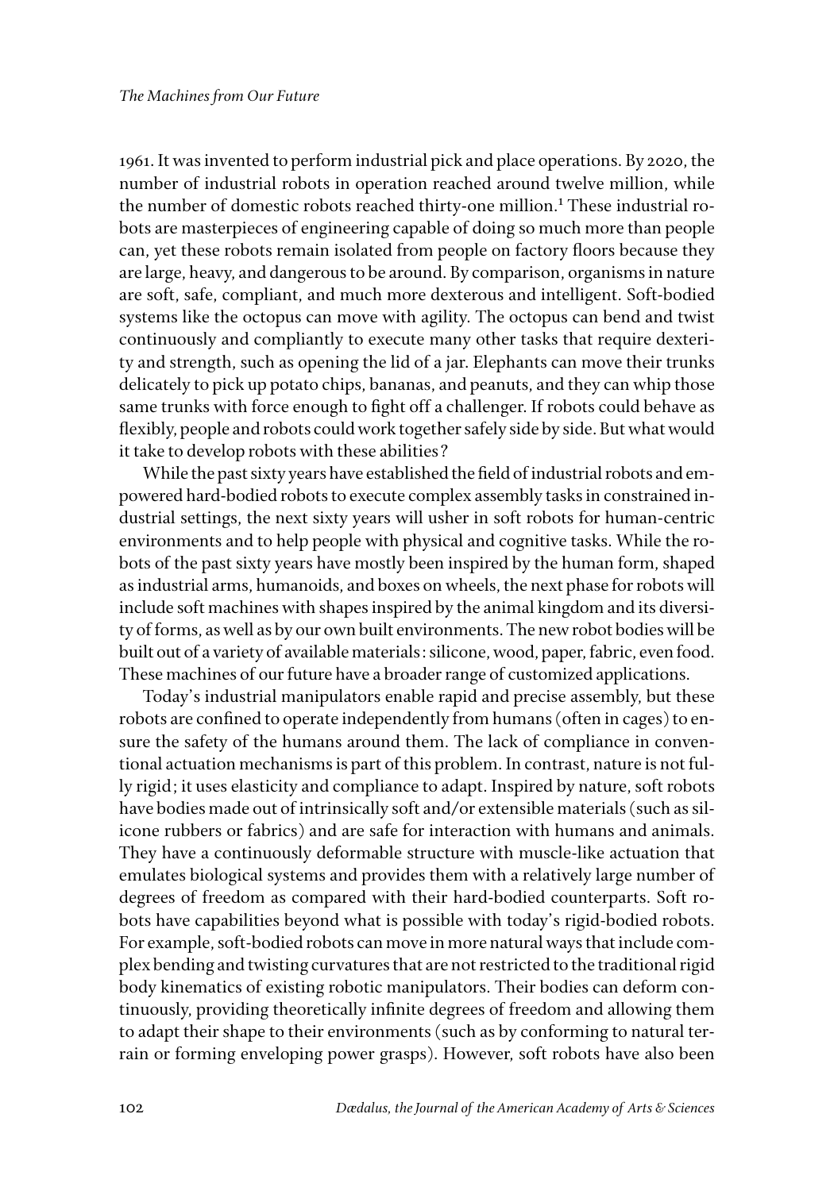1961. It was invented to perform industrial pick and place operations. By 2020, the number of industrial robots in operation reached around twelve million, while the number of domestic robots reached thirty-one million.[1] These industrial robots are masterpieces of engineering capable of doing so much more than people can, yet these robots remain isolated from people on factory floors because they are large, heavy, and dangerous to be around. By comparison, organisms in nature are soft, safe, compliant, and much more dexterous and intelligent. Soft-bodied systems like the octopus can move with agility. The octopus can bend and twist continuously and compliantly to execute many other tasks that require dexterity and strength, such as opening the lid of a jar. Elephants can move their trunks delicately to pick up potato chips, bananas, and peanuts, and they can whip those same trunks with force enough to fight off a challenger. If robots could behave as flexibly, people and robots could work together safely side by side. But what would it take to develop robots with these abilities?

While the past sixty years have established the field of industrial robots and empowered hard-bodied robots to execute complex assembly tasks in constrained industrial settings, the next sixty years will usher in soft robots for human-centric environments and to help people with physical and cognitive tasks. While the robots of the past sixty years have mostly been inspired by the human form, shaped as industrial arms, humanoids, and boxes on wheels, the next phase for robots will include soft machines with shapes inspired by the animal kingdom and its diversity of forms, as well as by our own built environments. The new robot bodies will be built out of a variety of available materials: silicone, wood, paper, fabric, even food. These machines of our future have a broader range of customized applications.

Today's industrial manipulators enable rapid and precise assembly, but these robots are confined to operate independently from humans (often in cages) to ensure the safety of the humans around them. The lack of compliance in conventional actuation mechanisms is part of this problem. In contrast, nature is not fully rigid; it uses elasticity and compliance to adapt. Inspired by nature, soft robots have bodies made out of intrinsically soft and/or extensible materials (such as silicone rubbers or fabrics) and are safe for interaction with humans and animals. They have a continuously deformable structure with muscle-like actuation that emulates biological systems and provides them with a relatively large number of degrees of freedom as compared with their hard-bodied counterparts. Soft robots have capabilities beyond what is possible with today's rigid-bodied robots. For example, soft-bodied robots can move in more natural ways that include complex bending and twisting curvatures that are not restricted to the traditional rigid body kinematics of existing robotic manipulators. Their bodies can deform continuously, providing theoretically infinite degrees of freedom and allowing them to adapt their shape to their environments (such as by conforming to natural terrain or forming enveloping power grasps). However, soft robots have also been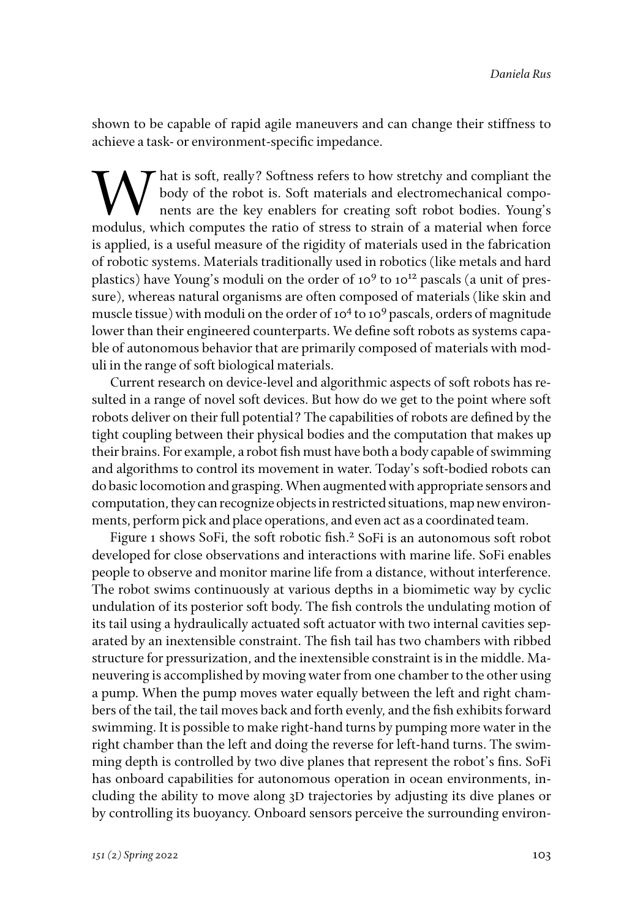shown to be capable of rapid agile maneuvers and can change their stiffness to achieve a task- or environment-specific impedance.

What is soft, really? Softness refers to how stretchy and compliant the body of the robot is. Soft materials and electromechanical components are the key enablers for creating soft robot bodies. Young's modulus, which computes the ratio of stress to strain of a material when force is applied, is a useful measure of the rigidity of materials used in the fabrication of robotic systems. Materials traditionally used in robotics (like metals and hard plastics) have Young's moduli on the order of $10^9$ to $10^{12}$ pascals (a unit of pressure), whereas natural organisms are often composed of materials (like skin and muscle tissue) with moduli on the order of $10^4$ to $10^9$ pascals, orders of magnitude lower than their engineered counterparts. We define soft robots as systems capable of autonomous behavior that are primarily composed of materials with moduli in the range of soft biological materials.

Current research on device-level and algorithmic aspects of soft robots has resulted in a range of novel soft devices. But how do we get to the point where soft robots deliver on their full potential? The capabilities of robots are defined by the tight coupling between their physical bodies and the computation that makes up their brains. For example, a robot fish must have both a body capable of swimming and algorithms to control its movement in water. Today's soft-bodied robots can do basic locomotion and grasping. When augmented with appropriate sensors and computation, they can recognize objects in restricted situations, map new environments, perform pick and place operations, and even act as a coordinated team.

Figure 1 shows SoFi, the soft robotic fish.[2] SoFi is an autonomous soft robot developed for close observations and interactions with marine life. SoFi enables people to observe and monitor marine life from a distance, without interference. The robot swims continuously at various depths in a biomimetic way by cyclic undulation of its posterior soft body. The fish controls the undulating motion of its tail using a hydraulically actuated soft actuator with two internal cavities separated by an inextensible constraint. The fish tail has two chambers with ribbed structure for pressurization, and the inextensible constraint is in the middle. Maneuvering is accomplished by moving water from one chamber to the other using a pump. When the pump moves water equally between the left and right chambers of the tail, the tail moves back and forth evenly, and the fish exhibits forward swimming. It is possible to make right-hand turns by pumping more water in the right chamber than the left and doing the reverse for left-hand turns. The swimming depth is controlled by two dive planes that represent the robot's fins. SoFi has onboard capabilities for autonomous operation in ocean environments, including the ability to move along 3D trajectories by adjusting its dive planes or by controlling its buoyancy. Onboard sensors perceive the surrounding environ-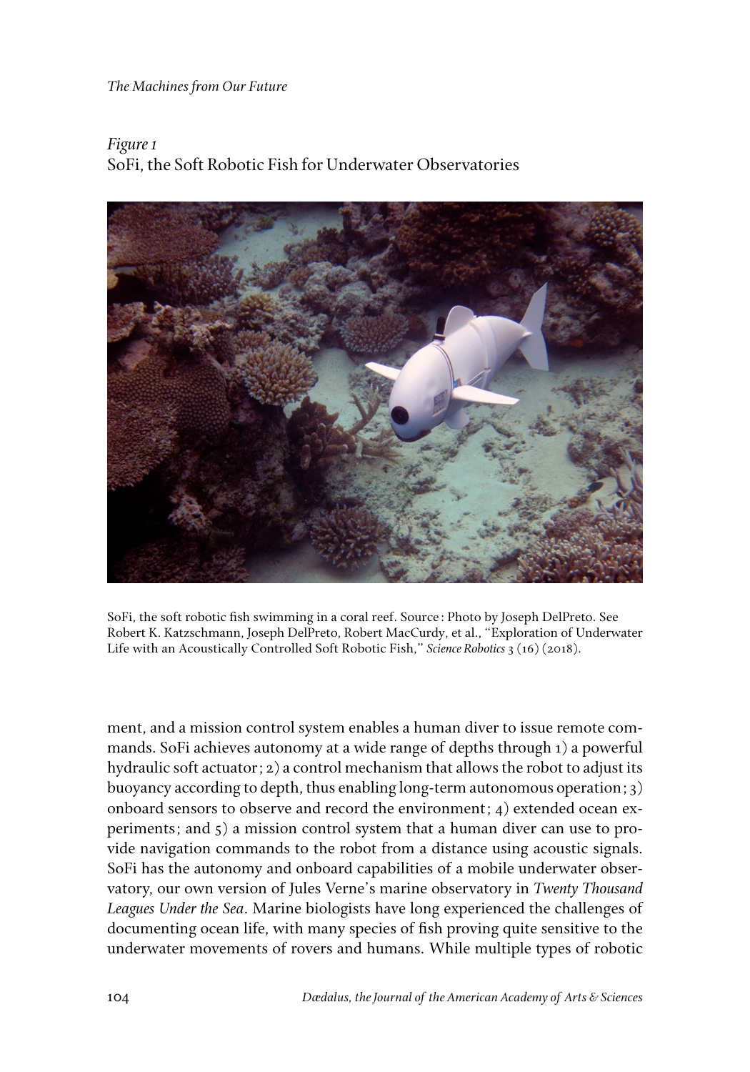*Figure 1*
SoFi, the Soft Robotic Fish for Underwater Observatories

SoFi, the soft robotic fish swimming in a coral reef. Source: Photo by Joseph DelPreto. See Robert K. Katzschmann, Joseph DelPreto, Robert MacCurdy, et al., "Exploration of Underwater Life with an Acoustically Controlled Soft Robotic Fish," *Science Robotics* 3 (16) (2018).

ment, and a mission control system enables a human diver to issue remote commands. SoFi achieves autonomy at a wide range of depths through 1) a powerful hydraulic soft actuator; 2) a control mechanism that allows the robot to adjust its buoyancy according to depth, thus enabling long-term autonomous operation; 3) onboard sensors to observe and record the environment; 4) extended ocean experiments; and 5) a mission control system that a human diver can use to provide navigation commands to the robot from a distance using acoustic signals. SoFi has the autonomy and onboard capabilities of a mobile underwater observatory, our own version of Jules Verne's marine observatory in *Twenty Thousand Leagues Under the Sea*. Marine biologists have long experienced the challenges of documenting ocean life, with many species of fish proving quite sensitive to the underwater movements of rovers and humans. While multiple types of robotic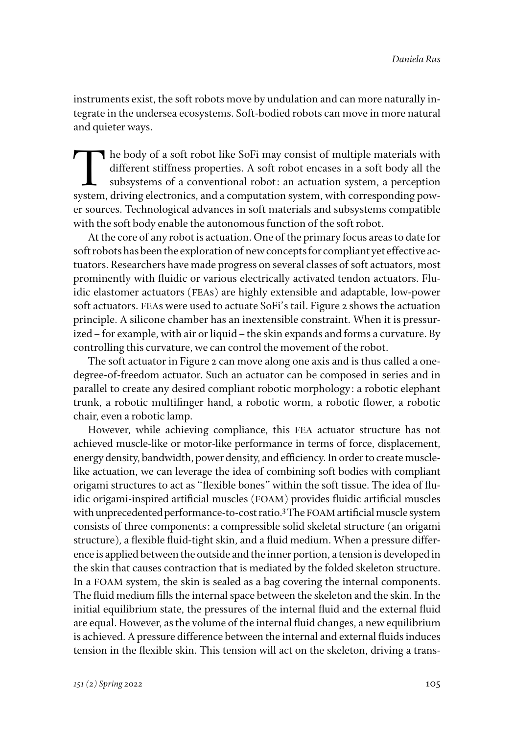instruments exist, the soft robots move by undulation and can more naturally integrate in the undersea ecosystems. Soft-bodied robots can move in more natural and quieter ways.

The body of a soft robot like SoFi may consist of multiple materials with different stiffness properties. A soft robot encases in a soft body all the subsystems of a conventional robot: an actuation system, a perception system, driving electronics, and a computation system, with corresponding power sources. Technological advances in soft materials and subsystems compatible with the soft body enable the autonomous function of the soft robot.

At the core of any robot is actuation. One of the primary focus areas to date for soft robots has been the exploration of new concepts for compliant yet effective actuators. Researchers have made progress on several classes of soft actuators, most prominently with fluidic or various electrically activated tendon actuators. Fluidic elastomer actuators (FEAs) are highly extensible and adaptable, low-power soft actuators. FEAs were used to actuate SoFi's tail. Figure 2 shows the actuation principle. A silicone chamber has an inextensible constraint. When it is pressurized – for example, with air or liquid – the skin expands and forms a curvature. By controlling this curvature, we can control the movement of the robot.

The soft actuator in Figure 2 can move along one axis and is thus called a one-degree-of-freedom actuator. Such an actuator can be composed in series and in parallel to create any desired compliant robotic morphology: a robotic elephant trunk, a robotic multifinger hand, a robotic worm, a robotic flower, a robotic chair, even a robotic lamp.

However, while achieving compliance, this FEA actuator structure has not achieved muscle-like or motor-like performance in terms of force, displacement, energy density, bandwidth, power density, and efficiency. In order to create muscle-like actuation, we can leverage the idea of combining soft bodies with compliant origami structures to act as "flexible bones" within the soft tissue. The idea of fluidic origami-inspired artificial muscles (FOAM) provides fluidic artificial muscles with unprecedented performance-to-cost ratio.[3] The FOAM artificial muscle system consists of three components: a compressible solid skeletal structure (an origami structure), a flexible fluid-tight skin, and a fluid medium. When a pressure difference is applied between the outside and the inner portion, a tension is developed in the skin that causes contraction that is mediated by the folded skeleton structure. In a FOAM system, the skin is sealed as a bag covering the internal components. The fluid medium fills the internal space between the skeleton and the skin. In the initial equilibrium state, the pressures of the internal fluid and the external fluid are equal. However, as the volume of the internal fluid changes, a new equilibrium is achieved. A pressure difference between the internal and external fluids induces tension in the flexible skin. This tension will act on the skeleton, driving a trans-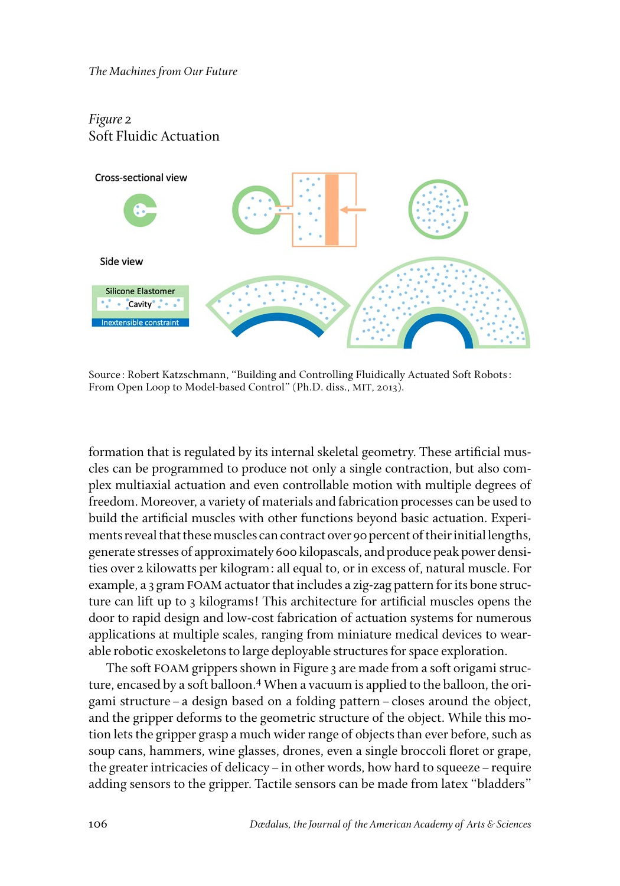*Figure 2*
Soft Fluidic Actuation

Cross-sectional view

Side view

Silicone Elastomer

Cavity

Inextensible constraint

Source: Robert Katzschmann, "Building and Controlling Fluidically Actuated Soft Robots: From Open Loop to Model-based Control" (Ph.D. diss., MIT, 2013).

formation that is regulated by its internal skeletal geometry. These artificial muscles can be programmed to produce not only a single contraction, but also complex multiaxial actuation and even controllable motion with multiple degrees of freedom. Moreover, a variety of materials and fabrication processes can be used to build the artificial muscles with other functions beyond basic actuation. Experiments reveal that these muscles can contract over 90 percent of their initial lengths, generate stresses of approximately 600 kilopascals, and produce peak power densities over 2 kilowatts per kilogram: all equal to, or in excess of, natural muscle. For example, a 3 gram FOAM actuator that includes a zig-zag pattern for its bone structure can lift up to 3 kilograms! This architecture for artificial muscles opens the door to rapid design and low-cost fabrication of actuation systems for numerous applications at multiple scales, ranging from miniature medical devices to wearable robotic exoskeletons to large deployable structures for space exploration.

The soft FOAM grippers shown in Figure 3 are made from a soft origami structure, encased by a soft balloon.[4] When a vacuum is applied to the balloon, the origami structure – a design based on a folding pattern – closes around the object, and the gripper deforms to the geometric structure of the object. While this motion lets the gripper grasp a much wider range of objects than ever before, such as soup cans, hammers, wine glasses, drones, even a single broccoli floret or grape, the greater intricacies of delicacy – in other words, how hard to squeeze – require adding sensors to the gripper. Tactile sensors can be made from latex "bladders"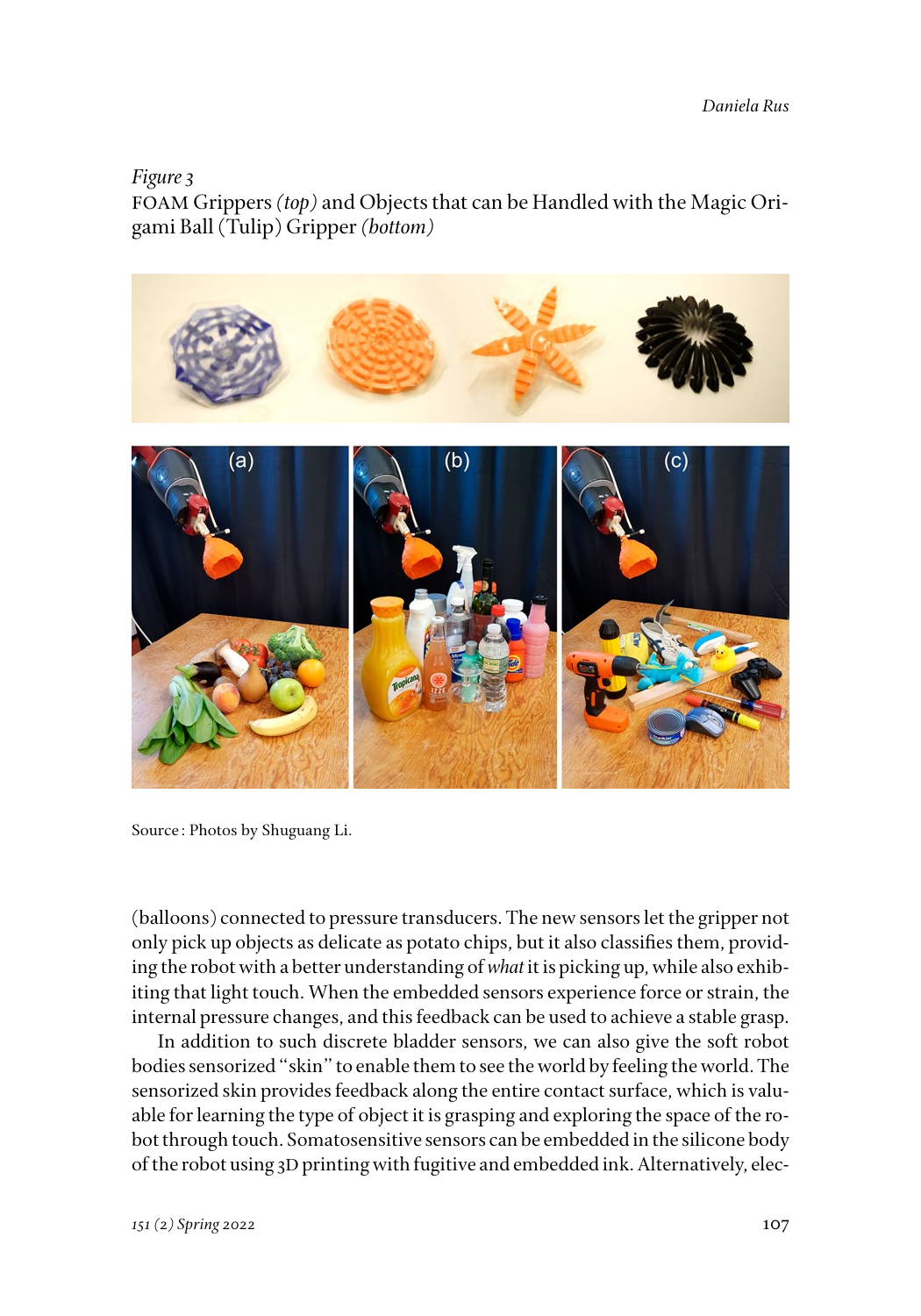*Figure 3*
FOAM Grippers *(top)* and Objects that can be Handled with the Magic Origami Ball (Tulip) Gripper *(bottom)*

Source: Photos by Shuguang Li.

(balloons) connected to pressure transducers. The new sensors let the gripper not only pick up objects as delicate as potato chips, but it also classifies them, providing the robot with a better understanding of *what* it is picking up, while also exhibiting that light touch. When the embedded sensors experience force or strain, the internal pressure changes, and this feedback can be used to achieve a stable grasp.

In addition to such discrete bladder sensors, we can also give the soft robot bodies sensorized "skin" to enable them to see the world by feeling the world. The sensorized skin provides feedback along the entire contact surface, which is valuable for learning the type of object it is grasping and exploring the space of the robot through touch. Somatosensitive sensors can be embedded in the silicone body of the robot using 3D printing with fugitive and embedded ink. Alternatively, elec-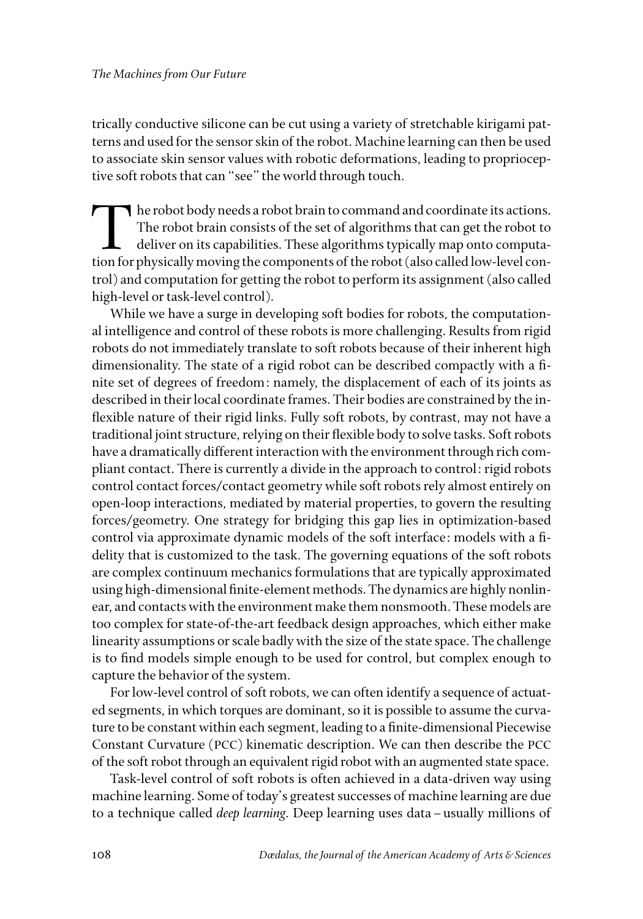trically conductive silicone can be cut using a variety of stretchable kirigami patterns and used for the sensor skin of the robot. Machine learning can then be used to associate skin sensor values with robotic deformations, leading to proprioceptive soft robots that can "see" the world through touch.

The robot body needs a robot brain to command and coordinate its actions. The robot brain consists of the set of algorithms that can get the robot to deliver on its capabilities. These algorithms typically map onto computation for physically moving the components of the robot (also called low-level control) and computation for getting the robot to perform its assignment (also called high-level or task-level control).

While we have a surge in developing soft bodies for robots, the computational intelligence and control of these robots is more challenging. Results from rigid robots do not immediately translate to soft robots because of their inherent high dimensionality. The state of a rigid robot can be described compactly with a finite set of degrees of freedom: namely, the displacement of each of its joints as described in their local coordinate frames. Their bodies are constrained by the inflexible nature of their rigid links. Fully soft robots, by contrast, may not have a traditional joint structure, relying on their flexible body to solve tasks. Soft robots have a dramatically different interaction with the environment through rich compliant contact. There is currently a divide in the approach to control: rigid robots control contact forces/contact geometry while soft robots rely almost entirely on open-loop interactions, mediated by material properties, to govern the resulting forces/geometry. One strategy for bridging this gap lies in optimization-based control via approximate dynamic models of the soft interface: models with a fidelity that is customized to the task. The governing equations of the soft robots are complex continuum mechanics formulations that are typically approximated using high-dimensional finite-element methods. The dynamics are highly nonlinear, and contacts with the environment make them nonsmooth. These models are too complex for state-of-the-art feedback design approaches, which either make linearity assumptions or scale badly with the size of the state space. The challenge is to find models simple enough to be used for control, but complex enough to capture the behavior of the system.

For low-level control of soft robots, we can often identify a sequence of actuated segments, in which torques are dominant, so it is possible to assume the curvature to be constant within each segment, leading to a finite-dimensional Piecewise Constant Curvature (PCC) kinematic description. We can then describe the PCC of the soft robot through an equivalent rigid robot with an augmented state space.

Task-level control of soft robots is often achieved in a data-driven way using machine learning. Some of today's greatest successes of machine learning are due to a technique called *deep learning*. Deep learning uses data – usually millions of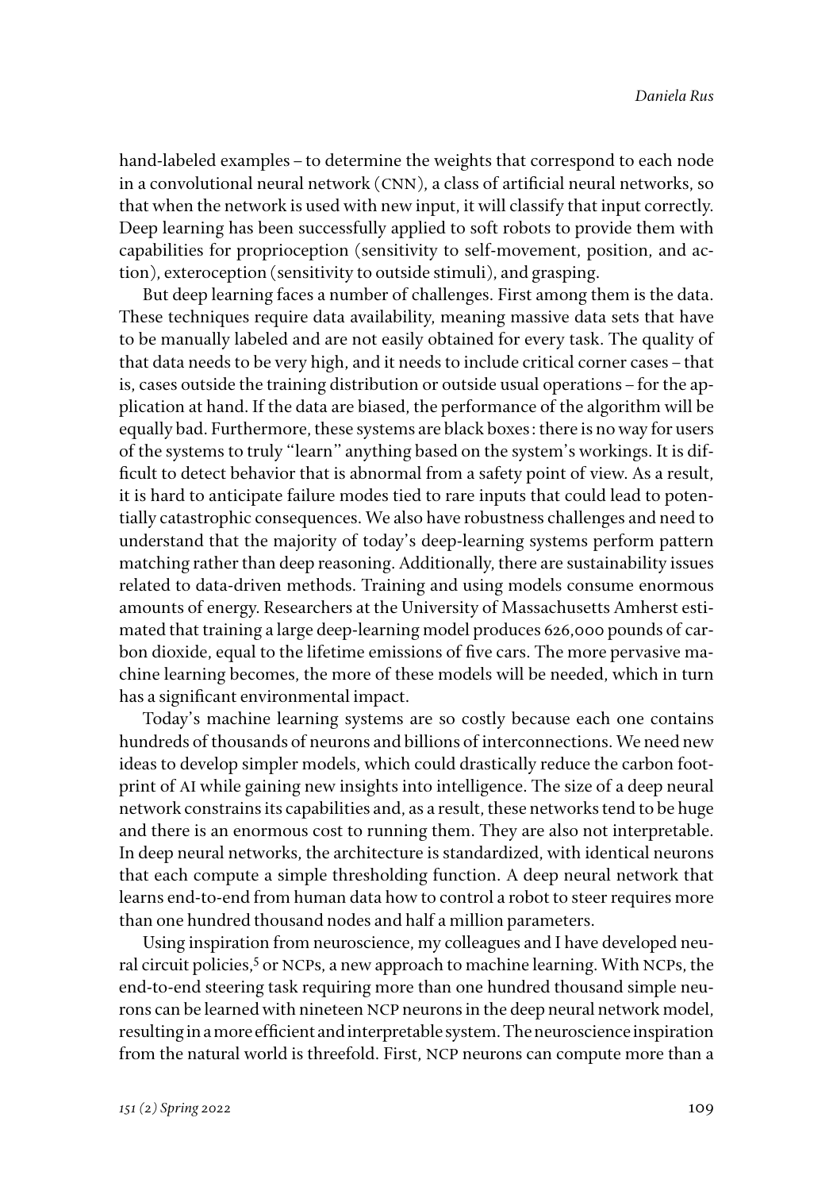hand-labeled examples – to determine the weights that correspond to each node in a convolutional neural network (CNN), a class of artificial neural networks, so that when the network is used with new input, it will classify that input correctly. Deep learning has been successfully applied to soft robots to provide them with capabilities for proprioception (sensitivity to self-movement, position, and action), exteroception (sensitivity to outside stimuli), and grasping.

But deep learning faces a number of challenges. First among them is the data. These techniques require data availability, meaning massive data sets that have to be manually labeled and are not easily obtained for every task. The quality of that data needs to be very high, and it needs to include critical corner cases – that is, cases outside the training distribution or outside usual operations – for the application at hand. If the data are biased, the performance of the algorithm will be equally bad. Furthermore, these systems are black boxes: there is no way for users of the systems to truly "learn" anything based on the system's workings. It is difficult to detect behavior that is abnormal from a safety point of view. As a result, it is hard to anticipate failure modes tied to rare inputs that could lead to potentially catastrophic consequences. We also have robustness challenges and need to understand that the majority of today's deep-learning systems perform pattern matching rather than deep reasoning. Additionally, there are sustainability issues related to data-driven methods. Training and using models consume enormous amounts of energy. Researchers at the University of Massachusetts Amherst estimated that training a large deep-learning model produces 626,000 pounds of carbon dioxide, equal to the lifetime emissions of five cars. The more pervasive machine learning becomes, the more of these models will be needed, which in turn has a significant environmental impact.

Today's machine learning systems are so costly because each one contains hundreds of thousands of neurons and billions of interconnections. We need new ideas to develop simpler models, which could drastically reduce the carbon footprint of AI while gaining new insights into intelligence. The size of a deep neural network constrains its capabilities and, as a result, these networks tend to be huge and there is an enormous cost to running them. They are also not interpretable. In deep neural networks, the architecture is standardized, with identical neurons that each compute a simple thresholding function. A deep neural network that learns end-to-end from human data how to control a robot to steer requires more than one hundred thousand nodes and half a million parameters.

Using inspiration from neuroscience, my colleagues and I have developed neural circuit policies,[5] or NCPs, a new approach to machine learning. With NCPs, the end-to-end steering task requiring more than one hundred thousand simple neurons can be learned with nineteen NCP neurons in the deep neural network model, resulting in a more efficient and interpretable system. The neuroscience inspiration from the natural world is threefold. First, NCP neurons can compute more than a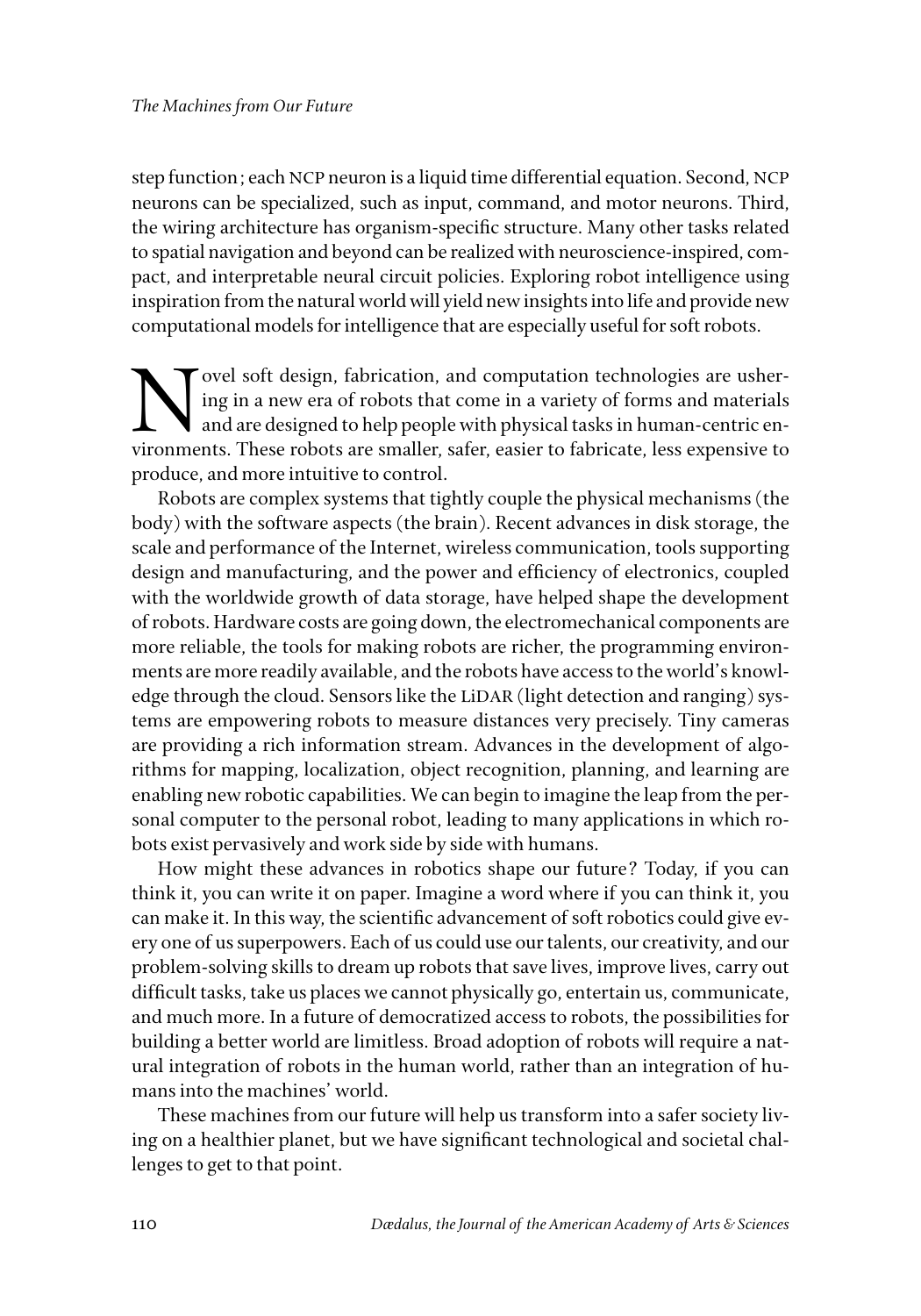step function; each NCP neuron is a liquid time differential equation. Second, NCP neurons can be specialized, such as input, command, and motor neurons. Third, the wiring architecture has organism-specific structure. Many other tasks related to spatial navigation and beyond can be realized with neuroscience-inspired, compact, and interpretable neural circuit policies. Exploring robot intelligence using inspiration from the natural world will yield new insights into life and provide new computational models for intelligence that are especially useful for soft robots.

Novel soft design, fabrication, and computation technologies are ushering in a new era of robots that come in a variety of forms and materials and are designed to help people with physical tasks in human-centric environments. These robots are smaller, safer, easier to fabricate, less expensive to produce, and more intuitive to control.

Robots are complex systems that tightly couple the physical mechanisms (the body) with the software aspects (the brain). Recent advances in disk storage, the scale and performance of the Internet, wireless communication, tools supporting design and manufacturing, and the power and efficiency of electronics, coupled with the worldwide growth of data storage, have helped shape the development of robots. Hardware costs are going down, the electromechanical components are more reliable, the tools for making robots are richer, the programming environments are more readily available, and the robots have access to the world's knowledge through the cloud. Sensors like the LiDAR (light detection and ranging) systems are empowering robots to measure distances very precisely. Tiny cameras are providing a rich information stream. Advances in the development of algorithms for mapping, localization, object recognition, planning, and learning are enabling new robotic capabilities. We can begin to imagine the leap from the personal computer to the personal robot, leading to many applications in which robots exist pervasively and work side by side with humans.

How might these advances in robotics shape our future? Today, if you can think it, you can write it on paper. Imagine a word where if you can think it, you can make it. In this way, the scientific advancement of soft robotics could give every one of us superpowers. Each of us could use our talents, our creativity, and our problem-solving skills to dream up robots that save lives, improve lives, carry out difficult tasks, take us places we cannot physically go, entertain us, communicate, and much more. In a future of democratized access to robots, the possibilities for building a better world are limitless. Broad adoption of robots will require a natural integration of robots in the human world, rather than an integration of humans into the machines' world.

These machines from our future will help us transform into a safer society living on a healthier planet, but we have significant technological and societal challenges to get to that point.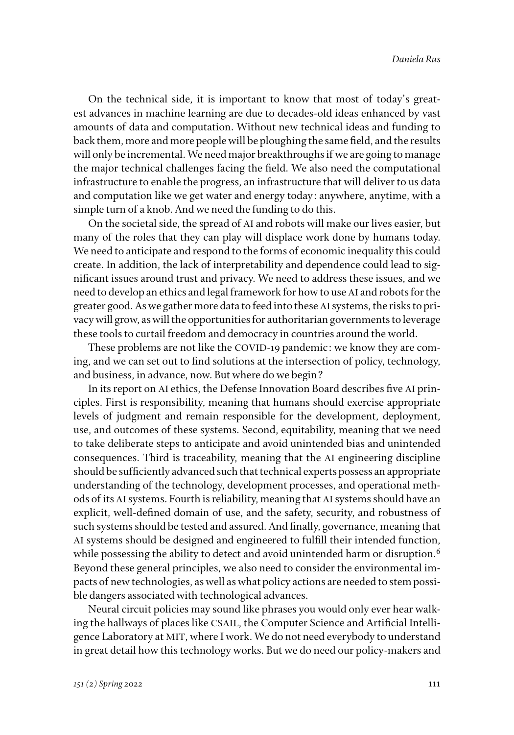On the technical side, it is important to know that most of today's greatest advances in machine learning are due to decades-old ideas enhanced by vast amounts of data and computation. Without new technical ideas and funding to back them, more and more people will be ploughing the same field, and the results will only be incremental. We need major breakthroughs if we are going to manage the major technical challenges facing the field. We also need the computational infrastructure to enable the progress, an infrastructure that will deliver to us data and computation like we get water and energy today: anywhere, anytime, with a simple turn of a knob. And we need the funding to do this.

On the societal side, the spread of AI and robots will make our lives easier, but many of the roles that they can play will displace work done by humans today. We need to anticipate and respond to the forms of economic inequality this could create. In addition, the lack of interpretability and dependence could lead to significant issues around trust and privacy. We need to address these issues, and we need to develop an ethics and legal framework for how to use AI and robots for the greater good. As we gather more data to feed into these AI systems, the risks to privacy will grow, as will the opportunities for authoritarian governments to leverage these tools to curtail freedom and democracy in countries around the world.

These problems are not like the COVID-19 pandemic: we know they are coming, and we can set out to find solutions at the intersection of policy, technology, and business, in advance, now. But where do we begin?

In its report on AI ethics, the Defense Innovation Board describes five AI principles. First is responsibility, meaning that humans should exercise appropriate levels of judgment and remain responsible for the development, deployment, use, and outcomes of these systems. Second, equitability, meaning that we need to take deliberate steps to anticipate and avoid unintended bias and unintended consequences. Third is traceability, meaning that the AI engineering discipline should be sufficiently advanced such that technical experts possess an appropriate understanding of the technology, development processes, and operational methods of its AI systems. Fourth is reliability, meaning that AI systems should have an explicit, well-defined domain of use, and the safety, security, and robustness of such systems should be tested and assured. And finally, governance, meaning that AI systems should be designed and engineered to fulfill their intended function, while possessing the ability to detect and avoid unintended harm or disruption.[6] Beyond these general principles, we also need to consider the environmental impacts of new technologies, as well as what policy actions are needed to stem possible dangers associated with technological advances.

Neural circuit policies may sound like phrases you would only ever hear walking the hallways of places like CSAIL, the Computer Science and Artificial Intelligence Laboratory at MIT, where I work. We do not need everybody to understand in great detail how this technology works. But we do need our policy-makers and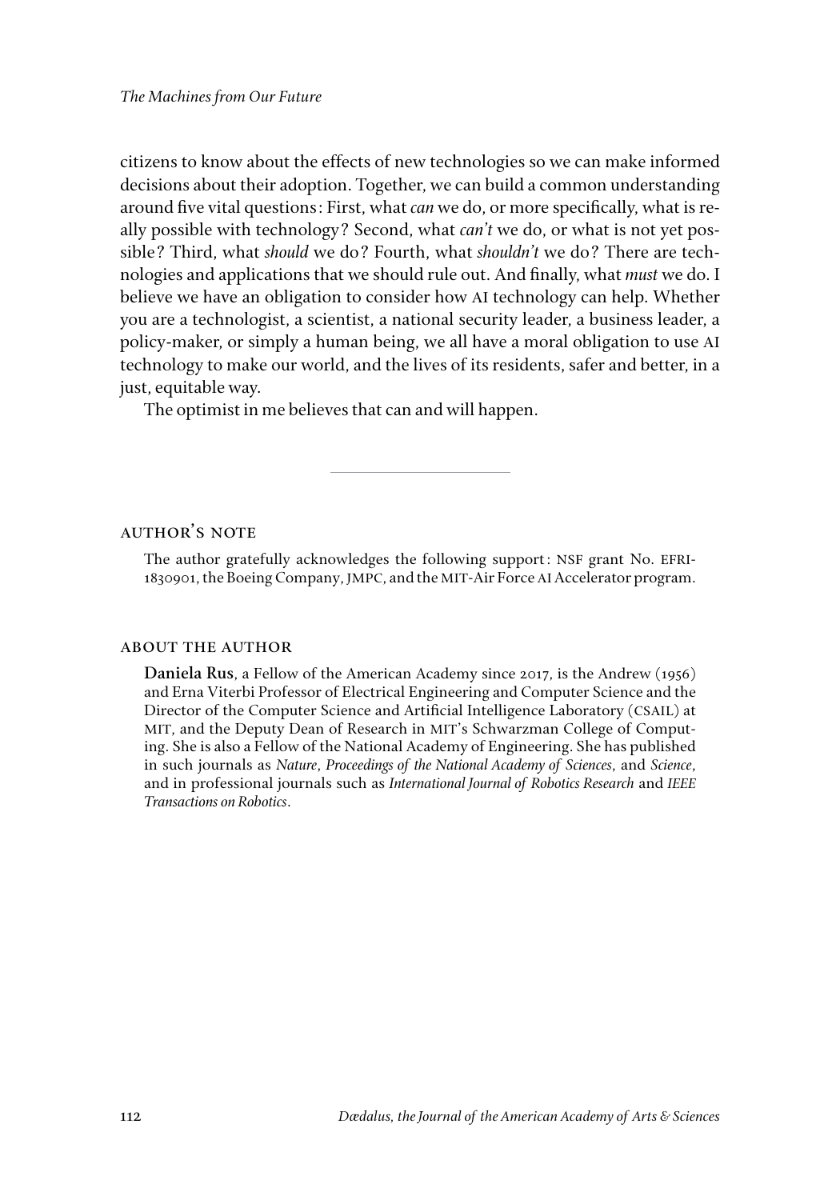citizens to know about the effects of new technologies so we can make informed decisions about their adoption. Together, we can build a common understanding around five vital questions: First, what *can* we do, or more specifically, what is really possible with technology? Second, what *can't* we do, or what is not yet possible? Third, what *should* we do? Fourth, what *shouldn't* we do? There are technologies and applications that we should rule out. And finally, what *must* we do. I believe we have an obligation to consider how AI technology can help. Whether you are a technologist, a scientist, a national security leader, a business leader, a policy-maker, or simply a human being, we all have a moral obligation to use AI technology to make our world, and the lives of its residents, safer and better, in a just, equitable way.

The optimist in me believes that can and will happen.

---

## AUTHOR'S NOTE

The author gratefully acknowledges the following support: NSF grant No. EFRI-1830901, the Boeing Company, JMPC, and the MIT-Air Force AI Accelerator program.

## ABOUT THE AUTHOR

**Daniela Rus**, a Fellow of the American Academy since 2017, is the Andrew (1956) and Erna Viterbi Professor of Electrical Engineering and Computer Science and the Director of the Computer Science and Artificial Intelligence Laboratory (CSAIL) at MIT, and the Deputy Dean of Research in MIT's Schwarzman College of Computing. She is also a Fellow of the National Academy of Engineering. She has published in such journals as *Nature*, *Proceedings of the National Academy of Sciences*, and *Science*, and in professional journals such as *International Journal of Robotics Research* and *IEEE Transactions on Robotics*.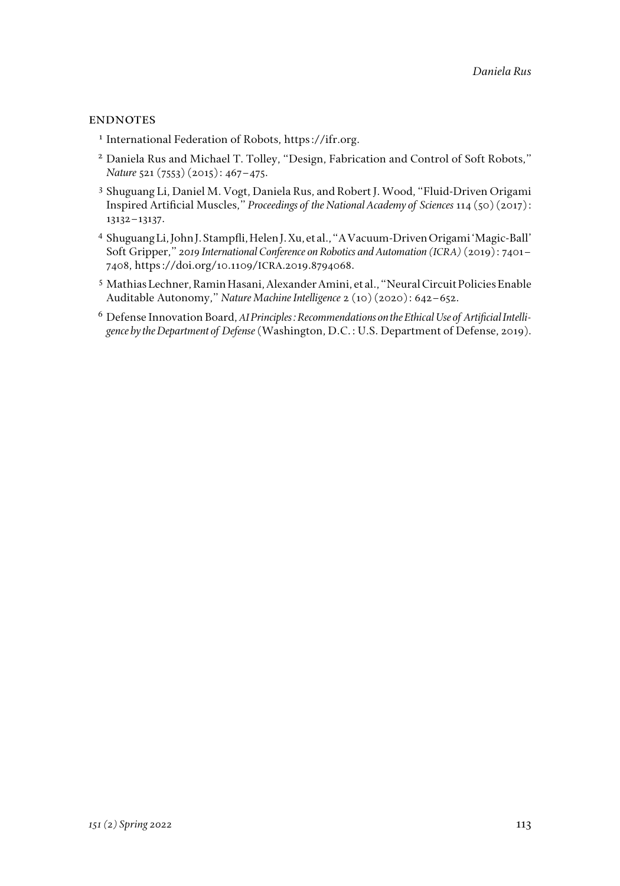## ENDNOTES

1. International Federation of Robots, https://ifr.org.
2. Daniela Rus and Michael T. Tolley, "Design, Fabrication and Control of Soft Robots," *Nature* 521 (7553) (2015): 467–475.
3. Shuguang Li, Daniel M. Vogt, Daniela Rus, and Robert J. Wood, "Fluid-Driven Origami Inspired Artificial Muscles," *Proceedings of the National Academy of Sciences* 114 (50) (2017): 13132–13137.
4. Shuguang Li, John J. Stampfli, Helen J. Xu, et al., "A Vacuum-Driven Origami 'Magic-Ball' Soft Gripper," *2019 International Conference on Robotics and Automation (ICRA)* (2019): 7401–7408, https://doi.org/10.1109/ICRA.2019.8794068.
5. Mathias Lechner, Ramin Hasani, Alexander Amini, et al., "Neural Circuit Policies Enable Auditable Autonomy," *Nature Machine Intelligence* 2 (10) (2020): 642–652.
6. Defense Innovation Board, *AI Principles: Recommendations on the Ethical Use of Artificial Intelligence by the Department of Defense* (Washington, D.C.: U.S. Department of Defense, 2019).